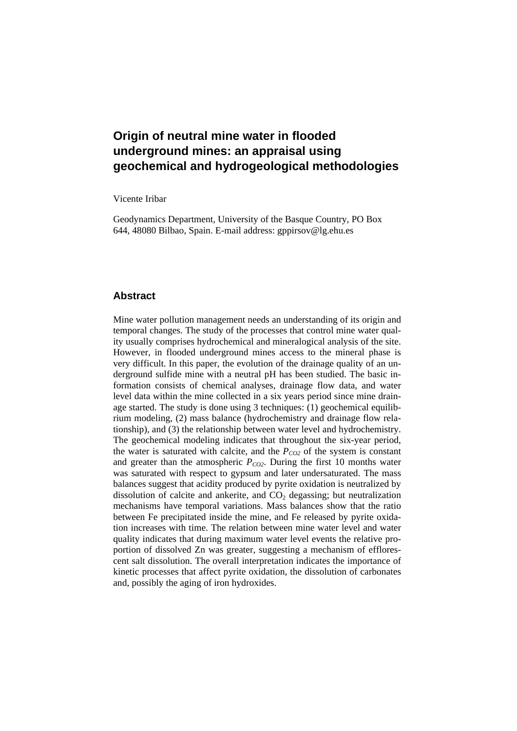# Origin of neutral mine water in flooded underground mines: an appraisal using geochemical and hydrogeological methodologies

Vicente Iribar

Geodynamics Department, University of the Basque Country, PO Box 644, 48080 Bilbao, Spain. E-mail address: gppirsov@lg.ehu.es

## Abstract

Mine water pollution management needs an understanding of its origin and temporal changes. The study of the processes that control mine water quality usually comprises hydrochemical and mineralogical analysis of the site. However, in flooded underground mines access to the mineral phase is very difficult. In this paper, the evolution of the drainage quality of an underground sulfide mine with a neutral pH has been studied. The basic information consists of chemical analyses, drainage flow data, and water level data within the mine collected in a six years period since mine drainage started. The study is done using 3 techniques: (1) geochemical equilibrium modeling, (2) mass balance (hydrochemistry and drainage flow relationship), and (3) the relationship between water level and hydrochemistry. The geochemical modeling indicates that throughout the six-year period, the water is saturated with calcite, and the $P_{CO2}$ of the system is constant and greater than the atmospheric $P_{CO2}$. During the first 10 months water was saturated with respect to gypsum and later undersaturated. The mass balances suggest that acidity produced by pyrite oxidation is neutralized by dissolution of calcite and ankerite, and $CO_2$ degassing; but neutralization mechanisms have temporal variations. Mass balances show that the ratio between Fe precipitated inside the mine, and Fe released by pyrite oxidation increases with time. The relation between mine water level and water quality indicates that during maximum water level events the relative proportion of dissolved Zn was greater, suggesting a mechanism of efflorescent salt dissolution. The overall interpretation indicates the importance of kinetic processes that affect pyrite oxidation, the dissolution of carbonates and, possibly the aging of iron hydroxides.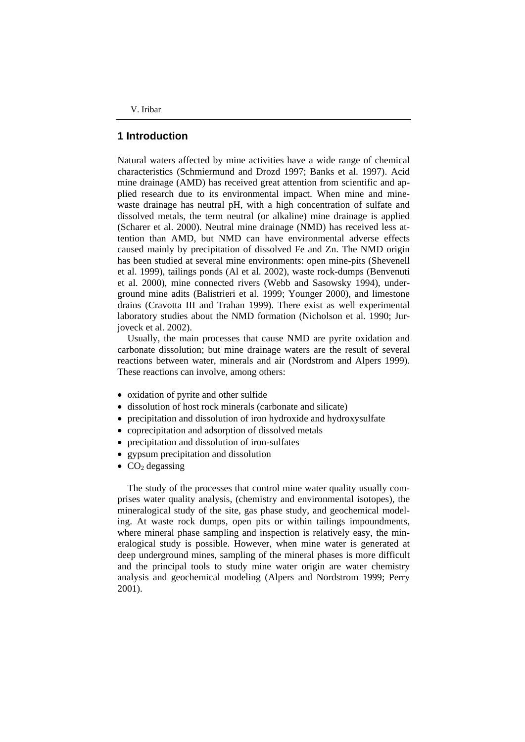## 1 Introduction

Natural waters affected by mine activities have a wide range of chemical characteristics (Schmiermund and Drozd 1997; Banks et al. 1997). Acid mine drainage (AMD) has received great attention from scientific and applied research due to its environmental impact. When mine and mine-waste drainage has neutral pH, with a high concentration of sulfate and dissolved metals, the term neutral (or alkaline) mine drainage is applied (Scharer et al. 2000). Neutral mine drainage (NMD) has received less attention than AMD, but NMD can have environmental adverse effects caused mainly by precipitation of dissolved Fe and Zn. The NMD origin has been studied at several mine environments: open mine-pits (Shevenell et al. 1999), tailings ponds (Al et al. 2002), waste rock-dumps (Benvenuti et al. 2000), mine connected rivers (Webb and Sasowsky 1994), underground mine adits (Balistrieri et al. 1999; Younger 2000), and limestone drains (Cravotta III and Trahan 1999). There exist as well experimental laboratory studies about the NMD formation (Nicholson et al. 1990; Jurjoveck et al. 2002).

Usually, the main processes that cause NMD are pyrite oxidation and carbonate dissolution; but mine drainage waters are the result of several reactions between water, minerals and air (Nordstrom and Alpers 1999). These reactions can involve, among others:

- oxidation of pyrite and other sulfide
- dissolution of host rock minerals (carbonate and silicate)
- precipitation and dissolution of iron hydroxide and hydroxysulfate
- coprecipitation and adsorption of dissolved metals
- precipitation and dissolution of iron-sulfates
- gypsum precipitation and dissolution
- $CO_2$ degassing

The study of the processes that control mine water quality usually comprises water quality analysis, (chemistry and environmental isotopes), the mineralogical study of the site, gas phase study, and geochemical modeling. At waste rock dumps, open pits or within tailings impoundments, where mineral phase sampling and inspection is relatively easy, the mineralogical study is possible. However, when mine water is generated at deep underground mines, sampling of the mineral phases is more difficult and the principal tools to study mine water origin are water chemistry analysis and geochemical modeling (Alpers and Nordstrom 1999; Perry 2001).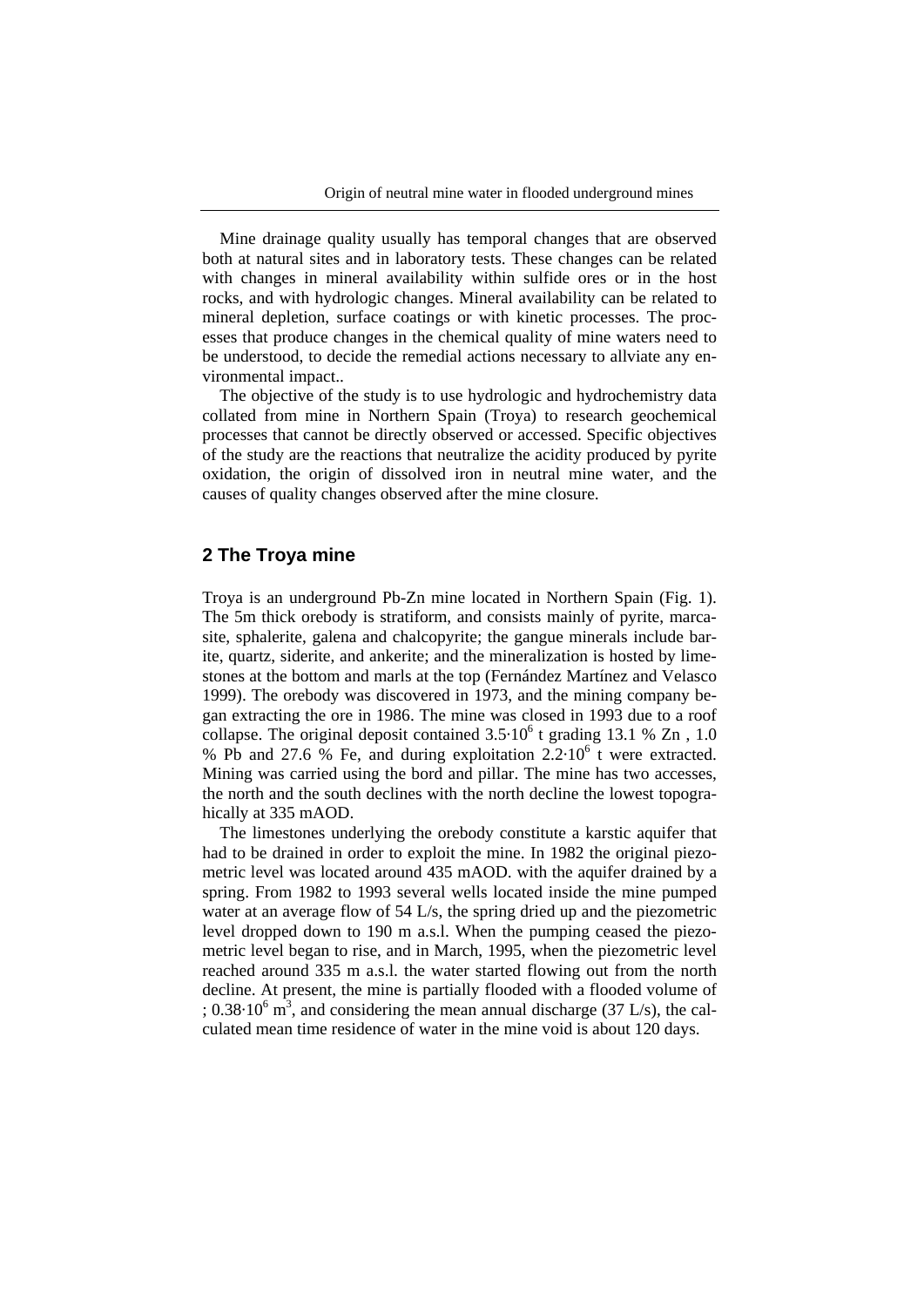Mine drainage quality usually has temporal changes that are observed both at natural sites and in laboratory tests. These changes can be related with changes in mineral availability within sulfide ores or in the host rocks, and with hydrologic changes. Mineral availability can be related to mineral depletion, surface coatings or with kinetic processes. The processes that produce changes in the chemical quality of mine waters need to be understood, to decide the remedial actions necessary to allviate any environmental impact..

The objective of the study is to use hydrologic and hydrochemistry data collated from mine in Northern Spain (Troya) to research geochemical processes that cannot be directly observed or accessed. Specific objectives of the study are the reactions that neutralize the acidity produced by pyrite oxidation, the origin of dissolved iron in neutral mine water, and the causes of quality changes observed after the mine closure.

## 2 The Troya mine

Troya is an underground Pb-Zn mine located in Northern Spain (Fig. 1). The 5m thick orebody is stratiform, and consists mainly of pyrite, marcasite, sphalerite, galena and chalcopyrite; the gangue minerals include barite, quartz, siderite, and ankerite; and the mineralization is hosted by limestones at the bottom and marls at the top (Fernández Martínez and Velasco 1999). The orebody was discovered in 1973, and the mining company began extracting the ore in 1986. The mine was closed in 1993 due to a roof collapse. The original deposit contained $3.5{\cdot}10^6$ t grading 13.1 % Zn , 1.0 % Pb and 27.6 % Fe, and during exploitation $2.2{\cdot}10^6$ t were extracted. Mining was carried using the bord and pillar. The mine has two accesses, the north and the south declines with the north decline the lowest topograhically at 335 mAOD.

The limestones underlying the orebody constitute a karstic aquifer that had to be drained in order to exploit the mine. In 1982 the original piezometric level was located around 435 mAOD. with the aquifer drained by a spring. From 1982 to 1993 several wells located inside the mine pumped water at an average flow of 54 L/s, the spring dried up and the piezometric level dropped down to 190 m a.s.l. When the pumping ceased the piezometric level began to rise, and in March, 1995, when the piezometric level reached around 335 m a.s.l. the water started flowing out from the north decline. At present, the mine is partially flooded with a flooded volume of ; $0.38{\cdot}10^6$ $m^3$, and considering the mean annual discharge (37 L/s), the calculated mean time residence of water in the mine void is about 120 days.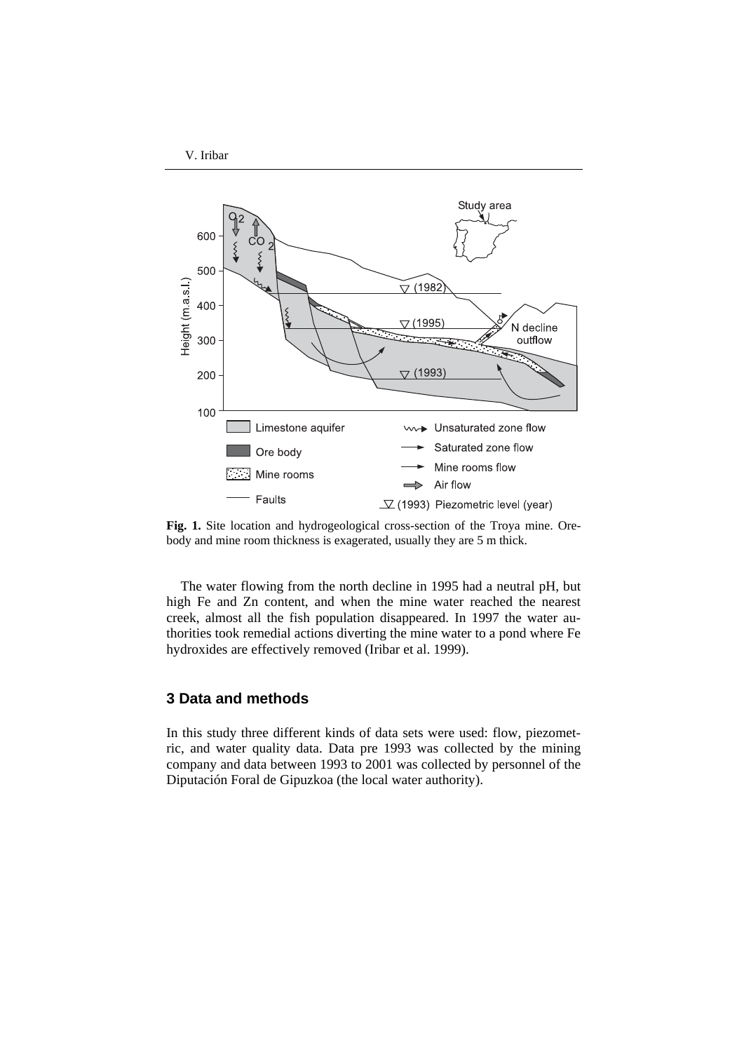Study area

600

500

400

300

200

100

Height (m.a.s.l.)

$O_2$

$CO_2$

(1982)

(1995)

(1993)

N decline outflow

Limestone aquifer

Ore body

Mine rooms

Faults

Unsaturated zone flow

Saturated zone flow

Mine rooms flow

Air flow

(1993) Piezometric level (year)

**Fig. 1.** Site location and hydrogeological cross-section of the Troya mine. Orebody and mine room thickness is exagerated, usually they are 5 m thick.

The water flowing from the north decline in 1995 had a neutral pH, but high Fe and Zn content, and when the mine water reached the nearest creek, almost all the fish population disappeared. In 1997 the water authorities took remedial actions diverting the mine water to a pond where Fe hydroxides are effectively removed (Iribar et al. 1999).

## 3 Data and methods

In this study three different kinds of data sets were used: flow, piezometric, and water quality data. Data pre 1993 was collected by the mining company and data between 1993 to 2001 was collected by personnel of the Diputación Foral de Gipuzkoa (the local water authority).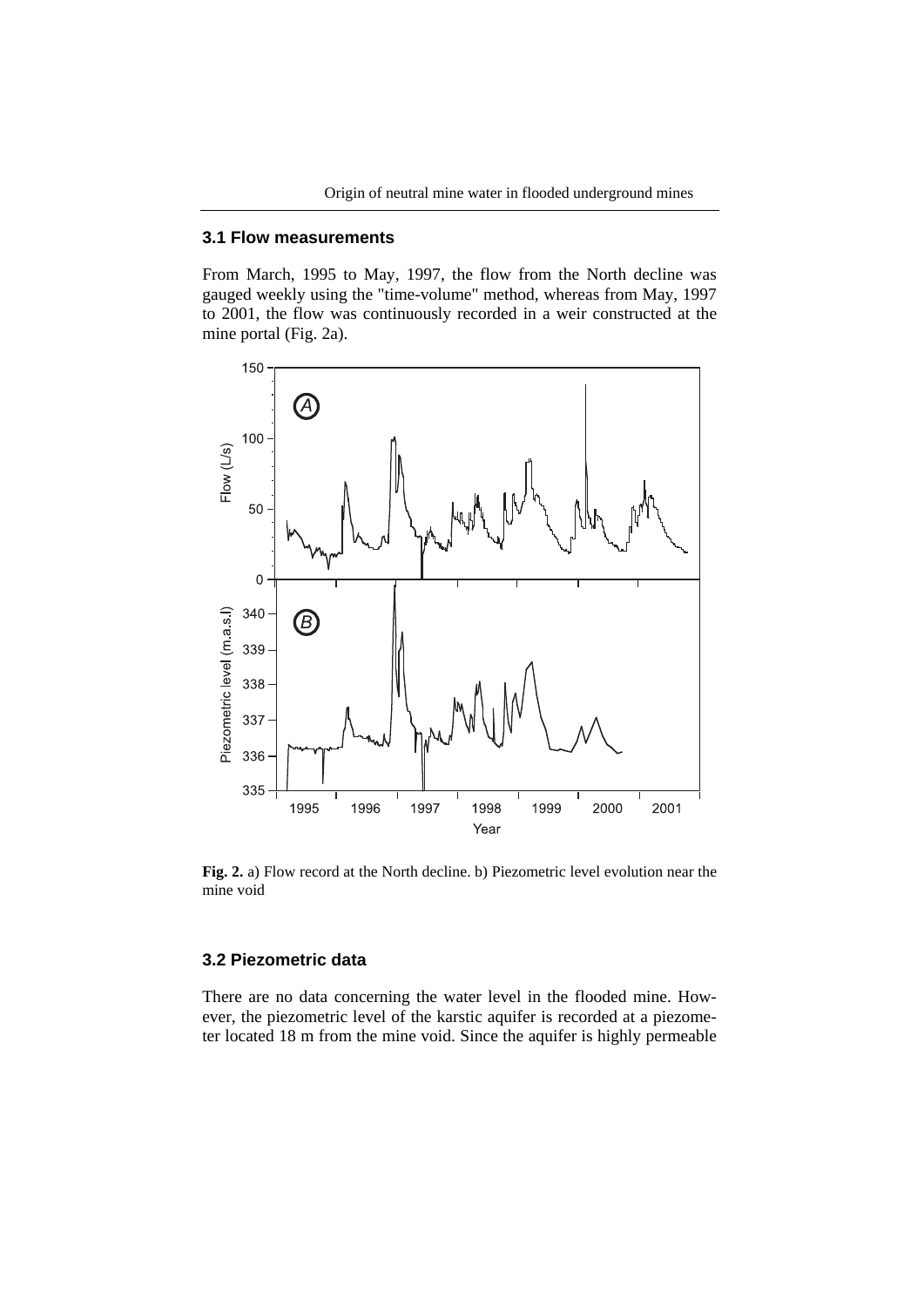### 3.1 Flow measurements

From March, 1995 to May, 1997, the flow from the North decline was gauged weekly using the "time-volume" method, whereas from May, 1997 to 2001, the flow was continuously recorded in a weir constructed at the mine portal (Fig. 2a).

A

150
100
50
0

Flow (L/s)

B

340
339
338
337
336
335

Piezometric level (m.a.s.l)

1995 1996 1997 1998 1999 2000 2001

Year

**Fig. 2.** a) Flow record at the North decline. b) Piezometric level evolution near the mine void

### 3.2 Piezometric data

There are no data concerning the water level in the flooded mine. However, the piezometric level of the karstic aquifer is recorded at a piezometer located 18 m from the mine void. Since the aquifer is highly permeable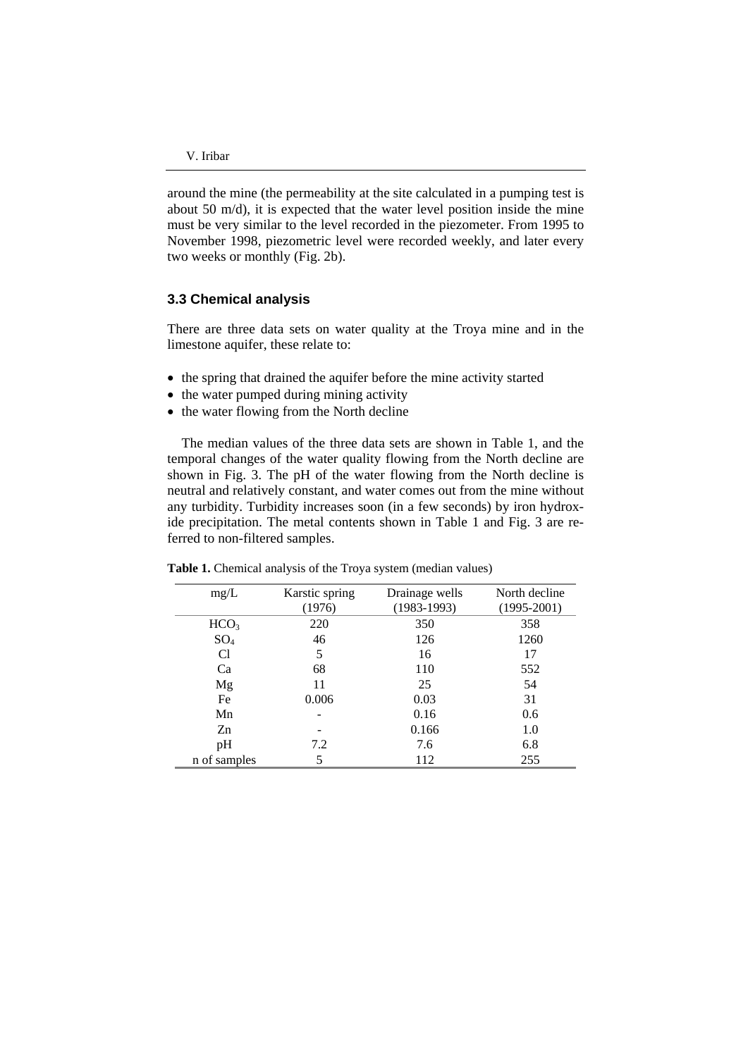around the mine (the permeability at the site calculated in a pumping test is about 50 m/d), it is expected that the water level position inside the mine must be very similar to the level recorded in the piezometer. From 1995 to November 1998, piezometric level were recorded weekly, and later every two weeks or monthly (Fig. 2b).

### 3.3 Chemical analysis

There are three data sets on water quality at the Troya mine and in the limestone aquifer, these relate to:

- the spring that drained the aquifer before the mine activity started
- the water pumped during mining activity
- the water flowing from the North decline

The median values of the three data sets are shown in Table 1, and the temporal changes of the water quality flowing from the North decline are shown in Fig. 3. The pH of the water flowing from the North decline is neutral and relatively constant, and water comes out from the mine without any turbidity. Turbidity increases soon (in a few seconds) by iron hydroxide precipitation. The metal contents shown in Table 1 and Fig. 3 are referred to non-filtered samples.

**Table 1.** Chemical analysis of the Troya system (median values)

| mg/L | Karstic spring (1976) | Drainage wells (1983-1993) | North decline (1995-2001) |
|---|---|---|---|
| $HCO_3$ | 220 | 350 | 358 |
| $SO_4$ | 46 | 126 | 1260 |
| Cl | 5 | 16 | 17 |
| Ca | 68 | 110 | 552 |
| Mg | 11 | 25 | 54 |
| Fe | 0.006 | 0.03 | 31 |
| Mn | - | 0.16 | 0.6 |
| Zn | - | 0.166 | 1.0 |
| pH | 7.2 | 7.6 | 6.8 |
| n of samples | 5 | 112 | 255 |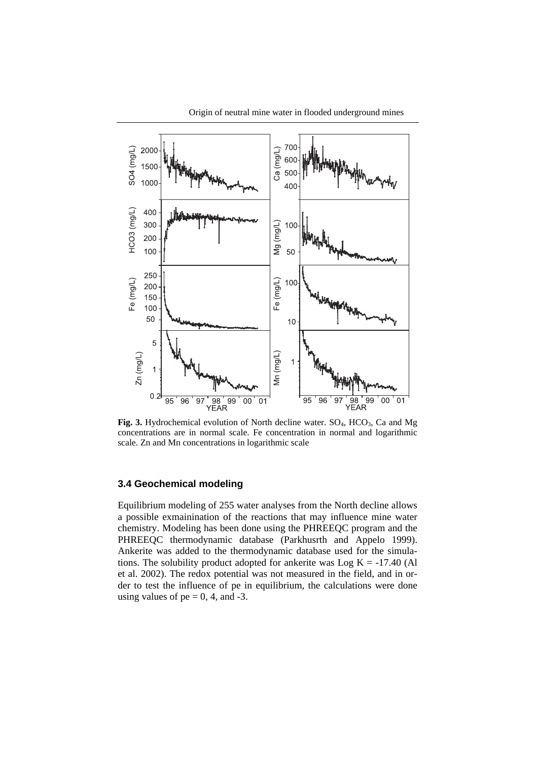SO4 (mg/L)
2000
1500
1000

Ca (mg/L)
700
600
500
400

HCO3 (mg/L)
400
300
200
100

Mg (mg/L)
100
50

Fe (mg/L)
250
200
150
100
50

Fe (mg/L)
100
10

Zn (mg/L)
5
1
0.2

Mn (mg/L)
1

95 96 97 98 99 00 01
YEAR

95 96 97 98 99 00 01
YEAR

**Fig. 3.** Hydrochemical evolution of North decline water. $SO_4$, $HCO_3$, Ca and Mg concentrations are in normal scale. Fe concentration in normal and logarithmic scale. Zn and Mn concentrations in logarithmic scale

### 3.4 Geochemical modeling

Equilibrium modeling of 255 water analyses from the North decline allows a possible exmainination of the reactions that may influence mine water chemistry. Modeling has been done using the PHREEQC program and the PHREEQC thermodynamic database (Parkhusrth and Appelo 1999). Ankerite was added to the thermodynamic database used for the simulations. The solubility product adopted for ankerite was Log K = -17.40 (Al et al. 2002). The redox potential was not measured in the field, and in order to test the influence of pe in equilibrium, the calculations were done using values of pe = 0, 4, and -3.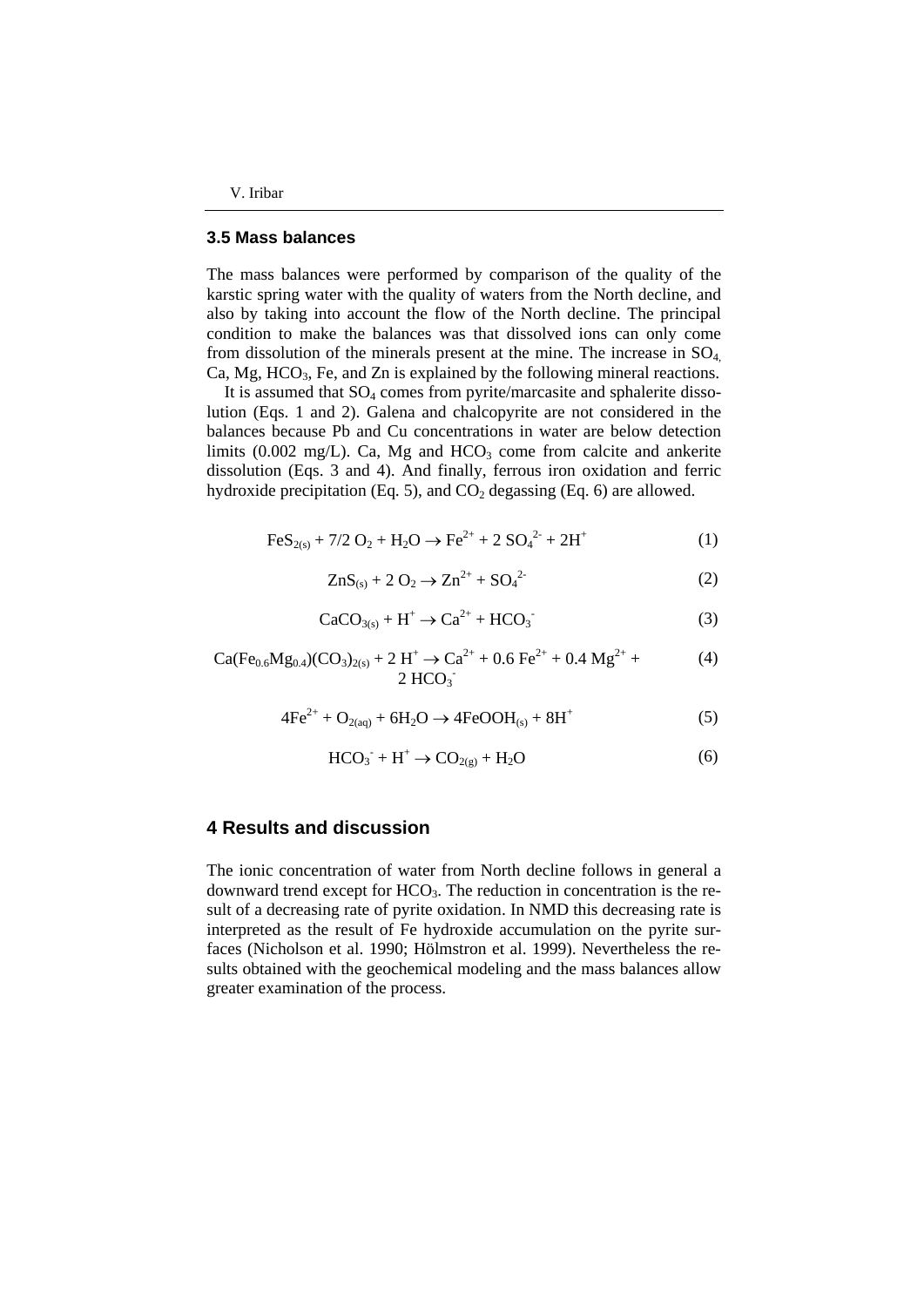### 3.5 Mass balances

The mass balances were performed by comparison of the quality of the karstic spring water with the quality of waters from the North decline, and also by taking into account the flow of the North decline. The principal condition to make the balances was that dissolved ions can only come from dissolution of the minerals present at the mine. The increase in $SO_4$, Ca, Mg, $HCO_3$, Fe, and Zn is explained by the following mineral reactions.

It is assumed that $SO_4$ comes from pyrite/marcasite and sphalerite dissolution (Eqs. 1 and 2). Galena and chalcopyrite are not considered in the balances because Pb and Cu concentrations in water are below detection limits (0.002 mg/L). Ca, Mg and $HCO_3$ come from calcite and ankerite dissolution (Eqs. 3 and 4). And finally, ferrous iron oxidation and ferric hydroxide precipitation (Eq. 5), and $CO_2$ degassing (Eq. 6) are allowed.

$$FeS_{2(s)} + 7/2\ O_2 + H_2O \rightarrow Fe^{2+} + 2\ SO_4^{2-} + 2H^+ \tag{1}$$

$$ZnS_{(s)} + 2\ O_2 \rightarrow Zn^{2+} + SO_4^{2-} \tag{2}$$

$$CaCO_{3(s)} + H^+ \rightarrow Ca^{2+} + HCO_3^- \tag{3}$$

$$Ca(Fe_{0.6}Mg_{0.4})(CO_3)_{2(s)} + 2\ H^+ \rightarrow Ca^{2+} + 0.6\ Fe^{2+} + 0.4\ Mg^{2+} + 2\ HCO_3^- \tag{4}$$

$$4Fe^{2+} + O_{2(aq)} + 6H_2O \rightarrow 4FeOOH_{(s)} + 8H^+ \tag{5}$$

$$HCO_3^- + H^+ \rightarrow CO_{2(g)} + H_2O \tag{6}$$

## 4 Results and discussion

The ionic concentration of water from North decline follows in general a downward trend except for $HCO_3$. The reduction in concentration is the result of a decreasing rate of pyrite oxidation. In NMD this decreasing rate is interpreted as the result of Fe hydroxide accumulation on the pyrite surfaces (Nicholson et al. 1990; Hölmstron et al. 1999). Nevertheless the results obtained with the geochemical modeling and the mass balances allow greater examination of the process.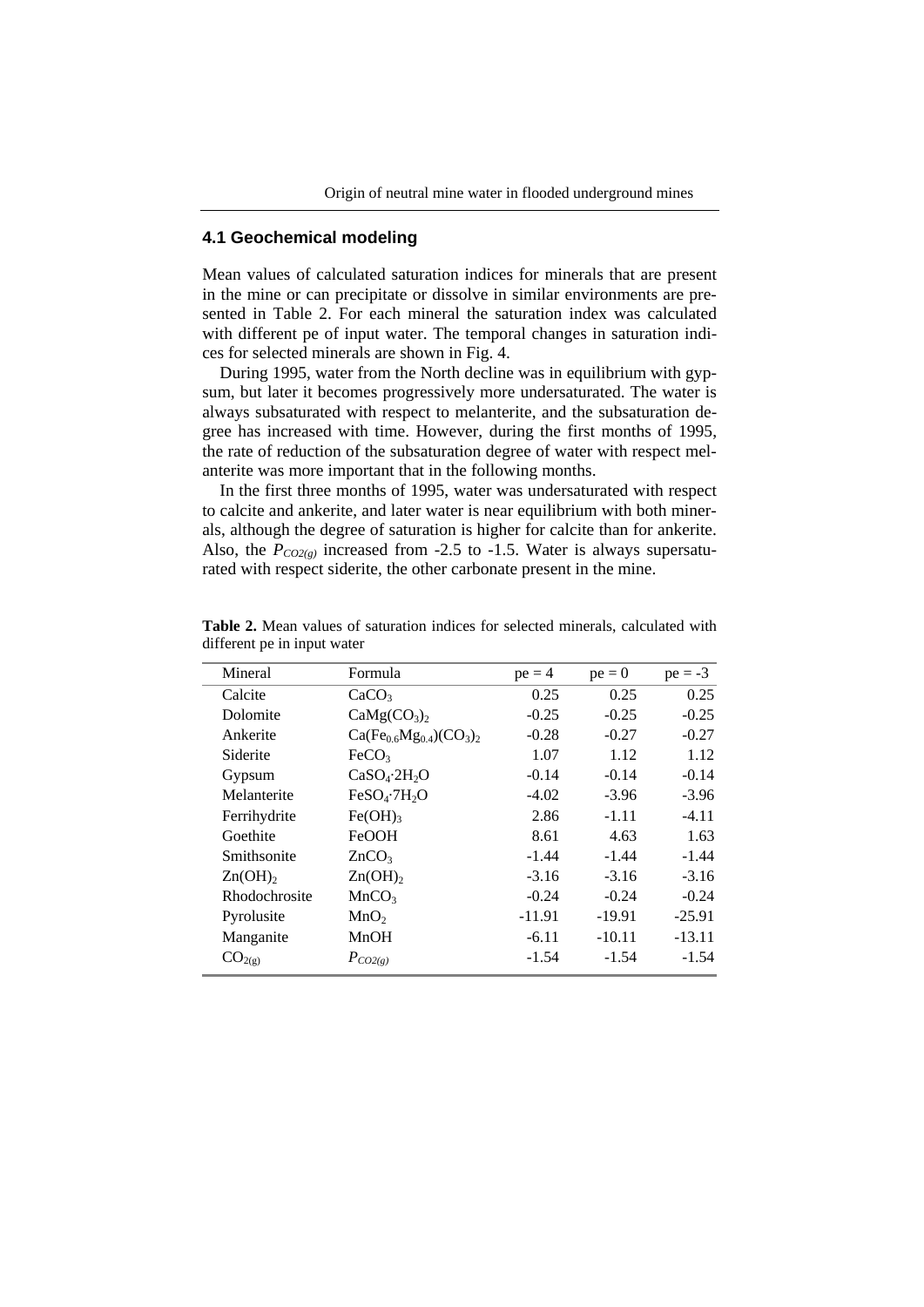## 4.1 Geochemical modeling

Mean values of calculated saturation indices for minerals that are present in the mine or can precipitate or dissolve in similar environments are presented in Table 2. For each mineral the saturation index was calculated with different pe of input water. The temporal changes in saturation indices for selected minerals are shown in Fig. 4.

During 1995, water from the North decline was in equilibrium with gypsum, but later it becomes progressively more undersaturated. The water is always subsaturated with respect to melanterite, and the subsaturation degree has increased with time. However, during the first months of 1995, the rate of reduction of the subsaturation degree of water with respect melanterite was more important that in the following months.

In the first three months of 1995, water was undersaturated with respect to calcite and ankerite, and later water is near equilibrium with both minerals, although the degree of saturation is higher for calcite than for ankerite. Also, the $P_{CO2(g)}$ increased from -2.5 to -1.5. Water is always supersaturated with respect siderite, the other carbonate present in the mine.

**Table 2.** Mean values of saturation indices for selected minerals, calculated with different pe in input water

| Mineral | Formula | pe = 4 | pe = 0 | pe = -3 |
|---|---|---|---|---|
| Calcite | $CaCO_3$ | 0.25 | 0.25 | 0.25 |
| Dolomite | $CaMg(CO_3)_2$ | -0.25 | -0.25 | -0.25 |
| Ankerite | $Ca(Fe_{0.6}Mg_{0.4})(CO_3)_2$ | -0.28 | -0.27 | -0.27 |
| Siderite | $FeCO_3$ | 1.07 | 1.12 | 1.12 |
| Gypsum | $CaSO_4{\cdot}2H_2O$ | -0.14 | -0.14 | -0.14 |
| Melanterite | $FeSO_4{\cdot}7H_2O$ | -4.02 | -3.96 | -3.96 |
| Ferrihydrite | $Fe(OH)_3$ | 2.86 | -1.11 | -4.11 |
| Goethite | FeOOH | 8.61 | 4.63 | 1.63 |
| Smithsonite | $ZnCO_3$ | -1.44 | -1.44 | -1.44 |
| $Zn(OH)_2$ | $Zn(OH)_2$ | -3.16 | -3.16 | -3.16 |
| Rhodochrosite | $MnCO_3$ | -0.24 | -0.24 | -0.24 |
| Pyrolusite | $MnO_2$ | -11.91 | -19.91 | -25.91 |
| Manganite | MnOH | -6.11 | -10.11 | -13.11 |
| $CO_{2(g)}$ | $P_{CO2(g)}$ | -1.54 | -1.54 | -1.54 |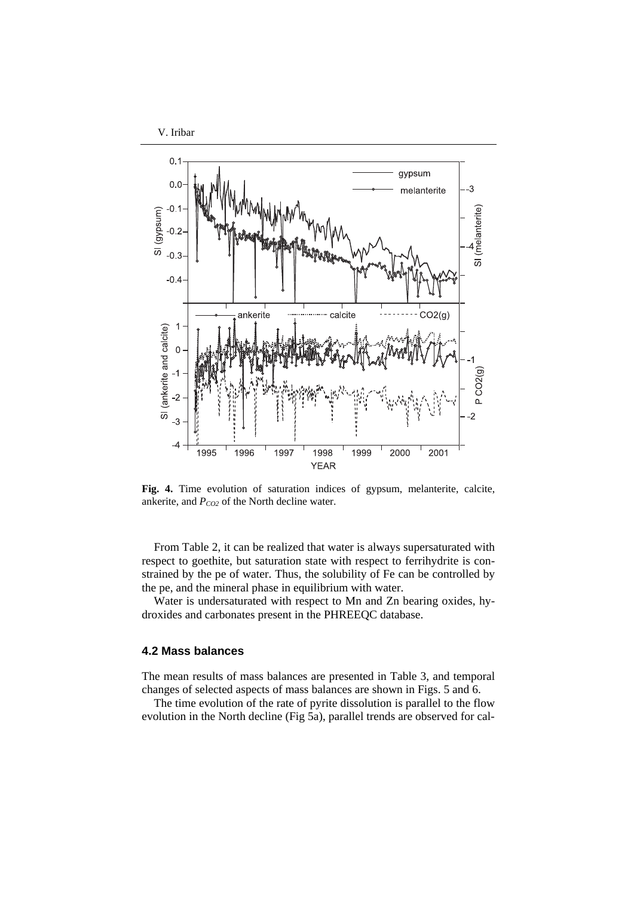0.1
0.0
-0.1
-0.2
-0.3
-0.4
SI (gypsum)
gypsum
melanterite
-3
-4
SI (melanterite)

ankerite
calcite
CO2(g)
1
0
-1
-2
-3
-4
SI (ankerite and calcite)
-1
-2
P CO2(g)
1995
1996
1997
1998
1999
2000
2001
YEAR

**Fig. 4.** Time evolution of saturation indices of gypsum, melanterite, calcite, ankerite, and $P_{CO2}$ of the North decline water.

From Table 2, it can be realized that water is always supersaturated with respect to goethite, but saturation state with respect to ferrihydrite is constrained by the pe of water. Thus, the solubility of Fe can be controlled by the pe, and the mineral phase in equilibrium with water.

Water is undersaturated with respect to Mn and Zn bearing oxides, hydroxides and carbonates present in the PHREEQC database.

### 4.2 Mass balances

The mean results of mass balances are presented in Table 3, and temporal changes of selected aspects of mass balances are shown in Figs. 5 and 6.

The time evolution of the rate of pyrite dissolution is parallel to the flow evolution in the North decline (Fig 5a), parallel trends are observed for cal-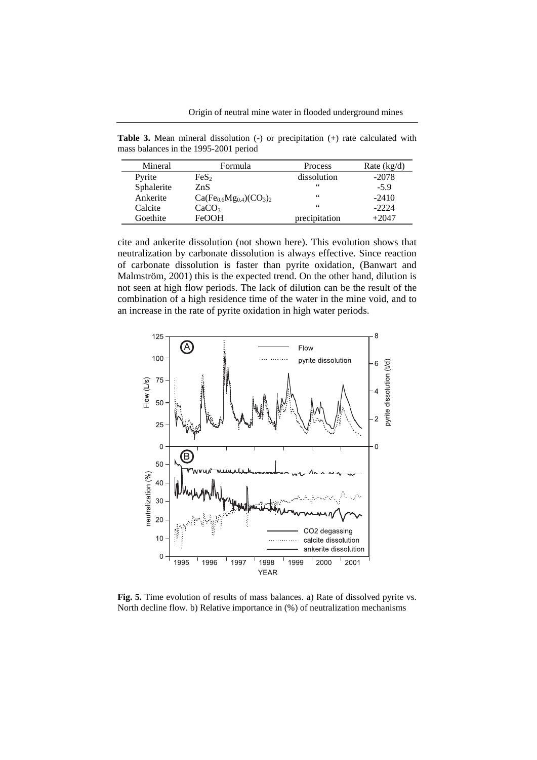**Table 3.** Mean mineral dissolution (-) or precipitation (+) rate calculated with mass balances in the 1995-2001 period

| Mineral | Formula | Process | Rate (kg/d) |
|---|---|---|---|
| Pyrite | $FeS_2$ | dissolution | -2078 |
| Sphalerite | $ZnS$ | " | -5.9 |
| Ankerite | $Ca(Fe_{0.6}Mg_{0.4})(CO_3)_2$ | " | -2410 |
| Calcite | $CaCO_3$ | " | -2224 |
| Goethite | $FeOOH$ | precipitation | +2047 |

cite and ankerite dissolution (not shown here). This evolution shows that neutralization by carbonate dissolution is always effective. Since reaction of carbonate dissolution is faster than pyrite oxidation, (Banwart and Malmström, 2001) this is the expected trend. On the other hand, dilution is not seen at high flow periods. The lack of dilution can be the result of the combination of a high residence time of the water in the mine void, and to an increase in the rate of pyrite oxidation in high water periods.

A
Flow
pyrite dissolution
Flow (L/s)
pyrite dissolution (t/d)
125
100
75
50
25
0
8
6
4
2
0

B
neutralization (%)
50
40
30
20
10
0
CO2 degassing
calcite dissolution
ankerite dissolution
1995
1996
1997
1998
1999
2000
2001
YEAR

**Fig. 5.** Time evolution of results of mass balances. a) Rate of dissolved pyrite vs. North decline flow. b) Relative importance in (%) of neutralization mechanisms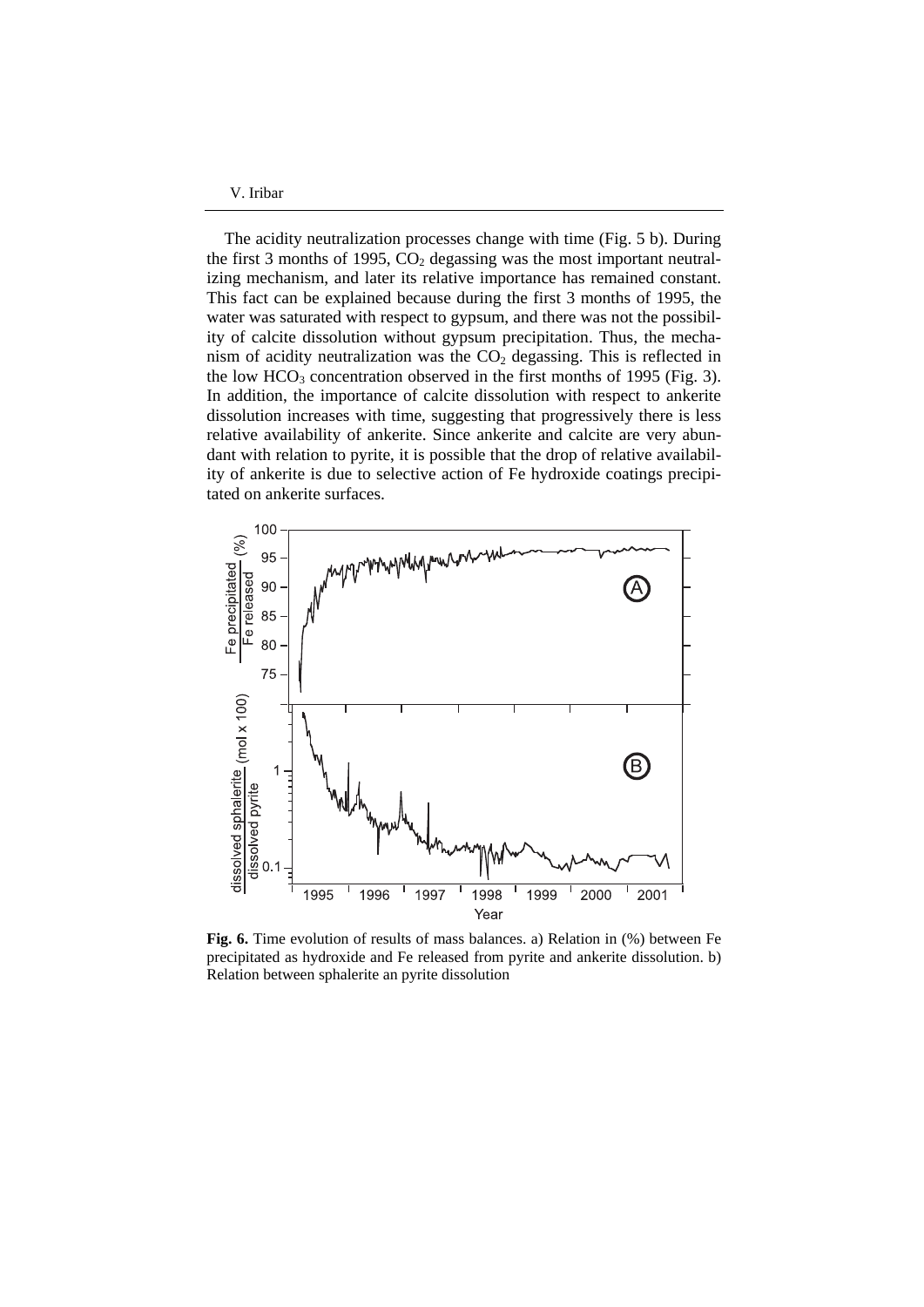The acidity neutralization processes change with time (Fig. 5 b). During the first 3 months of 1995, $CO_2$ degassing was the most important neutralizing mechanism, and later its relative importance has remained constant. This fact can be explained because during the first 3 months of 1995, the water was saturated with respect to gypsum, and there was not the possibility of calcite dissolution without gypsum precipitation. Thus, the mechanism of acidity neutralization was the $CO_2$ degassing. This is reflected in the low $HCO_3$ concentration observed in the first months of 1995 (Fig. 3). In addition, the importance of calcite dissolution with respect to ankerite dissolution increases with time, suggesting that progressively there is less relative availability of ankerite. Since ankerite and calcite are very abundant with relation to pyrite, it is possible that the drop of relative availability of ankerite is due to selective action of Fe hydroxide coatings precipitated on ankerite surfaces.

Fe precipitated / Fe released (%)
100
95
90
85
80
75
A

dissolved sphalerite / dissolved pyrite (mol x 100)
1
0.1
B

1995 1996 1997 1998 1999 2000 2001
Year

**Fig. 6.** Time evolution of results of mass balances. a) Relation in (%) between Fe precipitated as hydroxide and Fe released from pyrite and ankerite dissolution. b) Relation between sphalerite an pyrite dissolution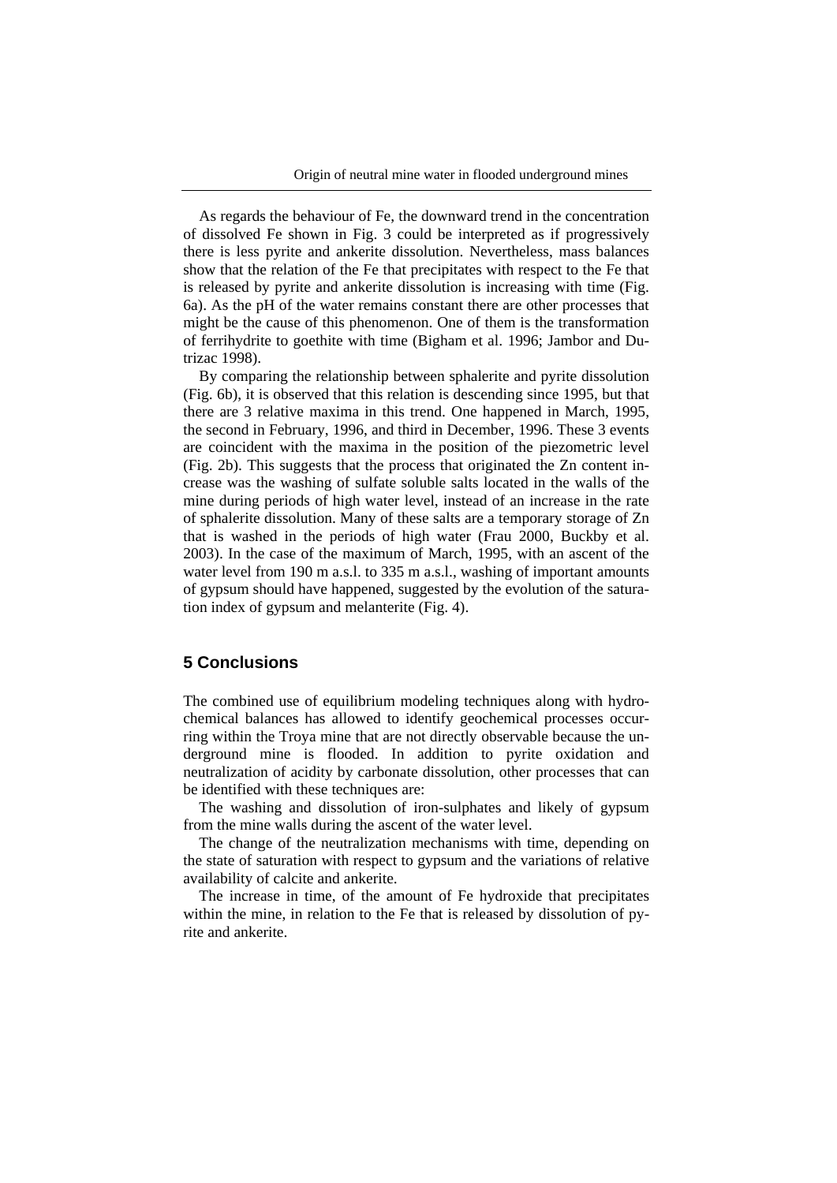As regards the behaviour of Fe, the downward trend in the concentration of dissolved Fe shown in Fig. 3 could be interpreted as if progressively there is less pyrite and ankerite dissolution. Nevertheless, mass balances show that the relation of the Fe that precipitates with respect to the Fe that is released by pyrite and ankerite dissolution is increasing with time (Fig. 6a). As the pH of the water remains constant there are other processes that might be the cause of this phenomenon. One of them is the transformation of ferrihydrite to goethite with time (Bigham et al. 1996; Jambor and Dutrizac 1998).

By comparing the relationship between sphalerite and pyrite dissolution (Fig. 6b), it is observed that this relation is descending since 1995, but that there are 3 relative maxima in this trend. One happened in March, 1995, the second in February, 1996, and third in December, 1996. These 3 events are coincident with the maxima in the position of the piezometric level (Fig. 2b). This suggests that the process that originated the Zn content increase was the washing of sulfate soluble salts located in the walls of the mine during periods of high water level, instead of an increase in the rate of sphalerite dissolution. Many of these salts are a temporary storage of Zn that is washed in the periods of high water (Frau 2000, Buckby et al. 2003). In the case of the maximum of March, 1995, with an ascent of the water level from 190 m a.s.l. to 335 m a.s.l., washing of important amounts of gypsum should have happened, suggested by the evolution of the saturation index of gypsum and melanterite (Fig. 4).

## 5 Conclusions

The combined use of equilibrium modeling techniques along with hydrochemical balances has allowed to identify geochemical processes occurring within the Troya mine that are not directly observable because the underground mine is flooded. In addition to pyrite oxidation and neutralization of acidity by carbonate dissolution, other processes that can be identified with these techniques are:

The washing and dissolution of iron-sulphates and likely of gypsum from the mine walls during the ascent of the water level.

The change of the neutralization mechanisms with time, depending on the state of saturation with respect to gypsum and the variations of relative availability of calcite and ankerite.

The increase in time, of the amount of Fe hydroxide that precipitates within the mine, in relation to the Fe that is released by dissolution of pyrite and ankerite.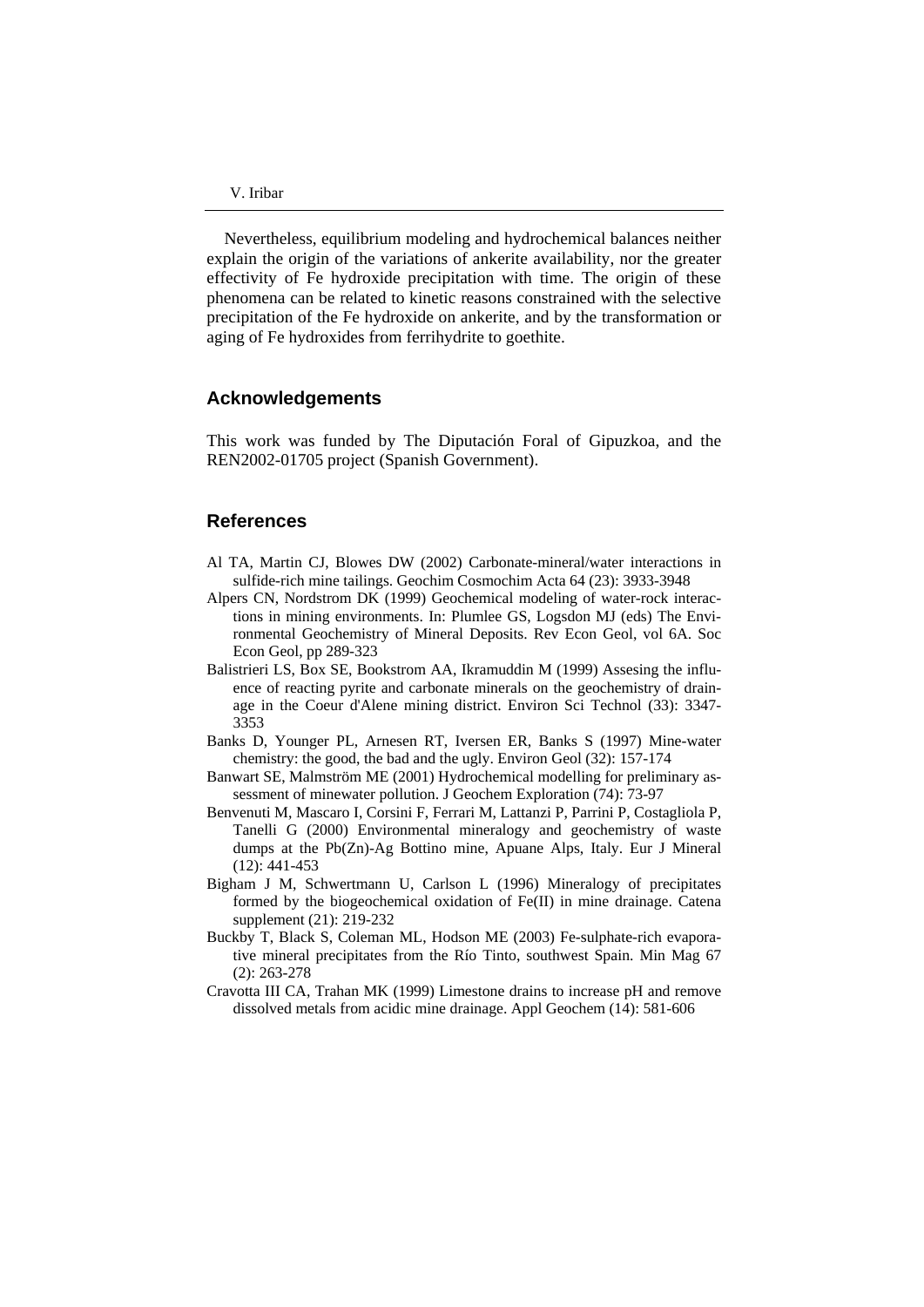Nevertheless, equilibrium modeling and hydrochemical balances neither explain the origin of the variations of ankerite availability, nor the greater effectivity of Fe hydroxide precipitation with time. The origin of these phenomena can be related to kinetic reasons constrained with the selective precipitation of the Fe hydroxide on ankerite, and by the transformation or aging of Fe hydroxides from ferrihydrite to goethite.

## Acknowledgements

This work was funded by The Diputación Foral of Gipuzkoa, and the REN2002-01705 project (Spanish Government).

## References

Al TA, Martin CJ, Blowes DW (2002) Carbonate-mineral/water interactions in sulfide-rich mine tailings. Geochim Cosmochim Acta 64 (23): 3933-3948

Alpers CN, Nordstrom DK (1999) Geochemical modeling of water-rock interactions in mining environments. In: Plumlee GS, Logsdon MJ (eds) The Environmental Geochemistry of Mineral Deposits. Rev Econ Geol, vol 6A. Soc Econ Geol, pp 289-323

Balistrieri LS, Box SE, Bookstrom AA, Ikramuddin M (1999) Assesing the influence of reacting pyrite and carbonate minerals on the geochemistry of drainage in the Coeur d'Alene mining district. Environ Sci Technol (33): 3347-3353

Banks D, Younger PL, Arnesen RT, Iversen ER, Banks S (1997) Mine-water chemistry: the good, the bad and the ugly. Environ Geol (32): 157-174

Banwart SE, Malmström ME (2001) Hydrochemical modelling for preliminary assessment of minewater pollution. J Geochem Exploration (74): 73-97

Benvenuti M, Mascaro I, Corsini F, Ferrari M, Lattanzi P, Parrini P, Costagliola P, Tanelli G (2000) Environmental mineralogy and geochemistry of waste dumps at the Pb(Zn)-Ag Bottino mine, Apuane Alps, Italy. Eur J Mineral (12): 441-453

Bigham J M, Schwertmann U, Carlson L (1996) Mineralogy of precipitates formed by the biogeochemical oxidation of Fe(II) in mine drainage. Catena supplement (21): 219-232

Buckby T, Black S, Coleman ML, Hodson ME (2003) Fe-sulphate-rich evaporative mineral precipitates from the Río Tinto, southwest Spain. Min Mag 67 (2): 263-278

Cravotta III CA, Trahan MK (1999) Limestone drains to increase pH and remove dissolved metals from acidic mine drainage. Appl Geochem (14): 581-606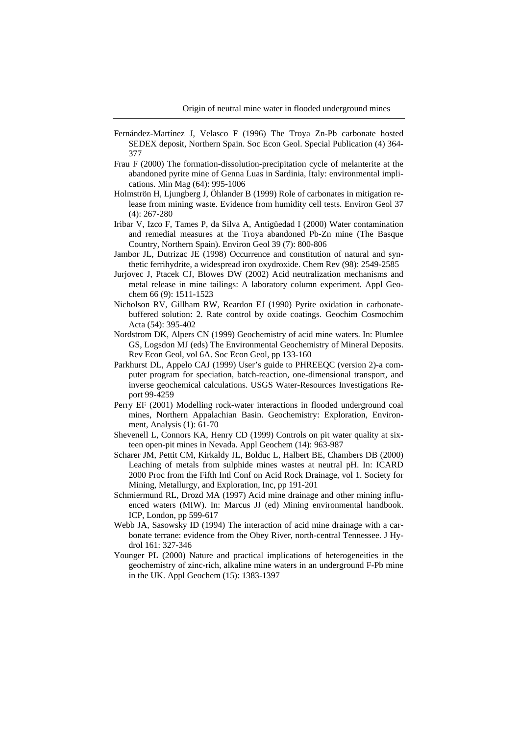Fernández-Martínez J, Velasco F (1996) The Troya Zn-Pb carbonate hosted SEDEX deposit, Northern Spain. Soc Econ Geol. Special Publication (4) 364-377

Frau F (2000) The formation-dissolution-precipitation cycle of melanterite at the abandoned pyrite mine of Genna Luas in Sardinia, Italy: environmental implications. Min Mag (64): 995-1006

Holmströn H, Ljungberg J, Öhlander B (1999) Role of carbonates in mitigation release from mining waste. Evidence from humidity cell tests. Environ Geol 37 (4): 267-280

Iribar V, Izco F, Tames P, da Silva A, Antigüedad I (2000) Water contamination and remedial measures at the Troya abandoned Pb-Zn mine (The Basque Country, Northern Spain). Environ Geol 39 (7): 800-806

Jambor JL, Dutrizac JE (1998) Occurrence and constitution of natural and synthetic ferrihydrite, a widespread iron oxydroxide. Chem Rev (98): 2549-2585

Jurjovec J, Ptacek CJ, Blowes DW (2002) Acid neutralization mechanisms and metal release in mine tailings: A laboratory column experiment. Appl Geochem 66 (9): 1511-1523

Nicholson RV, Gillham RW, Reardon EJ (1990) Pyrite oxidation in carbonate-buffered solution: 2. Rate control by oxide coatings. Geochim Cosmochim Acta (54): 395-402

Nordstrom DK, Alpers CN (1999) Geochemistry of acid mine waters. In: Plumlee GS, Logsdon MJ (eds) The Environmental Geochemistry of Mineral Deposits. Rev Econ Geol, vol 6A. Soc Econ Geol, pp 133-160

Parkhurst DL, Appelo CAJ (1999) User's guide to PHREEQC (version 2)-a computer program for speciation, batch-reaction, one-dimensional transport, and inverse geochemical calculations. USGS Water-Resources Investigations Report 99-4259

Perry EF (2001) Modelling rock-water interactions in flooded underground coal mines, Northern Appalachian Basin. Geochemistry: Exploration, Environment, Analysis (1): 61-70

Shevenell L, Connors KA, Henry CD (1999) Controls on pit water quality at sixteen open-pit mines in Nevada. Appl Geochem (14): 963-987

Scharer JM, Pettit CM, Kirkaldy JL, Bolduc L, Halbert BE, Chambers DB (2000) Leaching of metals from sulphide mines wastes at neutral pH. In: ICARD 2000 Proc from the Fifth Intl Conf on Acid Rock Drainage, vol 1. Society for Mining, Metallurgy, and Exploration, Inc, pp 191-201

Schmiermund RL, Drozd MA (1997) Acid mine drainage and other mining influenced waters (MIW). In: Marcus JJ (ed) Mining environmental handbook. ICP, London, pp 599-617

Webb JA, Sasowsky ID (1994) The interaction of acid mine drainage with a carbonate terrane: evidence from the Obey River, north-central Tennessee. J Hydrol 161: 327-346

Younger PL (2000) Nature and practical implications of heterogeneities in the geochemistry of zinc-rich, alkaline mine waters in an underground F-Pb mine in the UK. Appl Geochem (15): 1383-1397